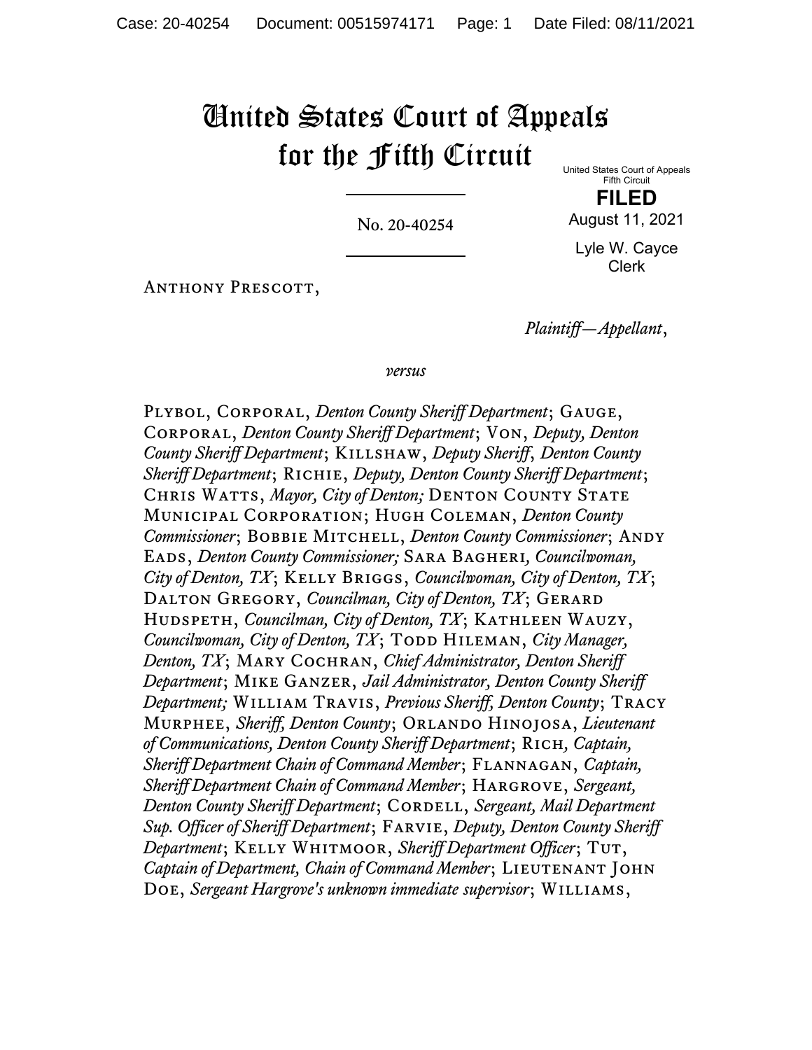# United States Court of Appeals for the Fifth Circuit

United States Court of Appeals
Fifth Circuit

**FILED**

August 11, 2021

Lyle W. Cayce
Clerk

No. 20-40254

---

Anthony Prescott,

*Plaintiff—Appellant*,

*versus*

Plybol, Corporal, *Denton County Sheriff Department*; Gauge, Corporal, *Denton County Sheriff Department*; Von, *Deputy, Denton County Sheriff Department*; Killshaw, *Deputy Sheriff*, *Denton County Sheriff Department*; Richie, *Deputy, Denton County Sheriff Department*; Chris Watts, *Mayor, City of Denton;* Denton County State Municipal Corporation; Hugh Coleman, *Denton County Commissioner*; Bobbie Mitchell, *Denton County Commissioner*; Andy Eads, *Denton County Commissioner;* Sara Bagheri*, Councilwoman, City of Denton, TX*; Kelly Briggs, *Councilwoman, City of Denton, TX*; Dalton Gregory, *Councilman, City of Denton, TX*; Gerard Hudspeth, *Councilman, City of Denton, TX*; Kathleen Wauzy, *Councilwoman, City of Denton, TX*; Todd Hileman, *City Manager, Denton, TX*; Mary Cochran, *Chief Administrator, Denton Sheriff Department*; Mike Ganzer, *Jail Administrator, Denton County Sheriff Department;* William Travis, *Previous Sheriff, Denton County*; Tracy Murphee, *Sheriff, Denton County*; Orlando Hinojosa, *Lieutenant of Communications, Denton County Sheriff Department*; Rich*, Captain, Sheriff Department Chain of Command Member*; Flannagan, *Captain, Sheriff Department Chain of Command Member*; Hargrove, *Sergeant, Denton County Sheriff Department*; Cordell, *Sergeant, Mail Department Sup. Officer of Sheriff Department*; Farvie, *Deputy, Denton County Sheriff Department*; Kelly Whitmoor, *Sheriff Department Officer*; Tut, *Captain of Department, Chain of Command Member*; Lieutenant John Doe, *Sergeant Hargrove's unknown immediate supervisor*; Williams,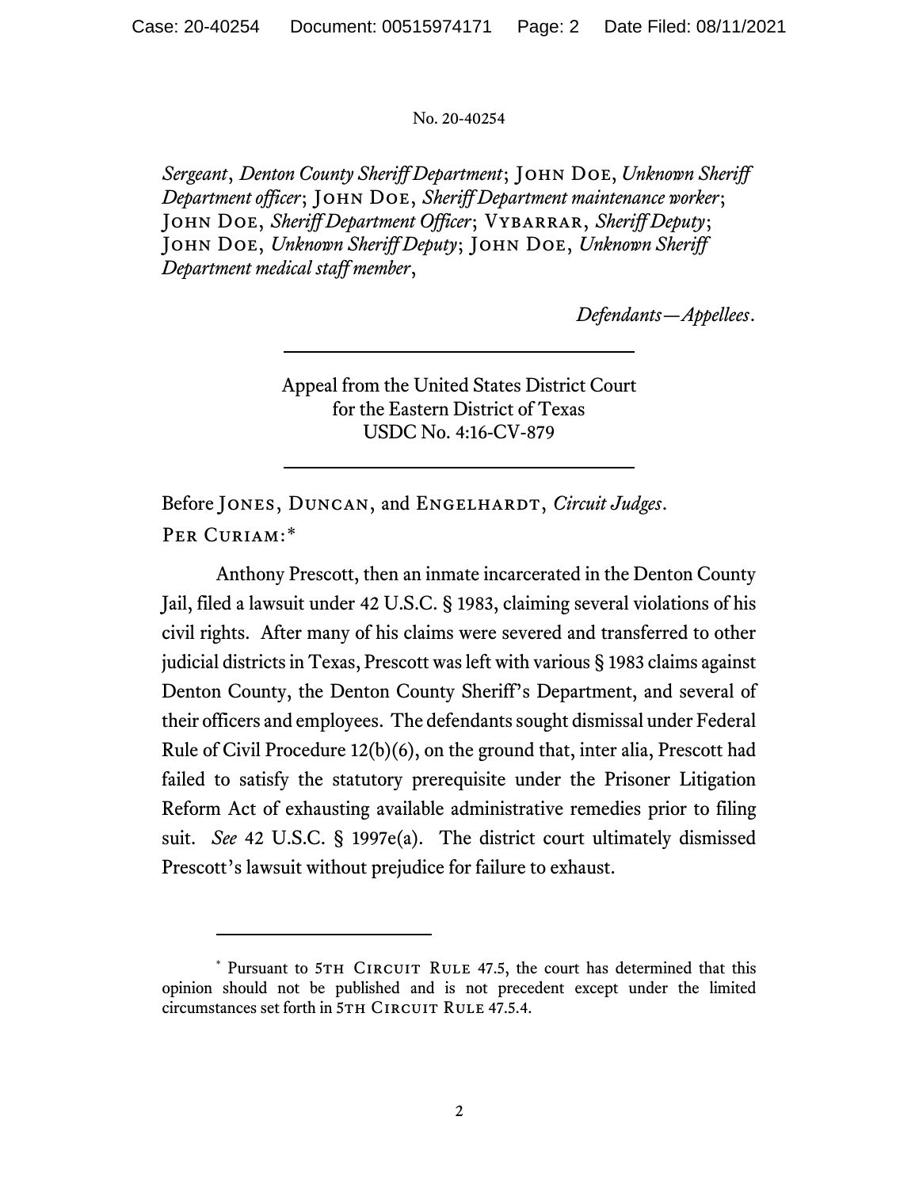No. 20-40254

*Sergeant*, *Denton County Sheriff Department*; JOHN DOE, *Unknown Sheriff Department officer*; JOHN DOE, *Sheriff Department maintenance worker*; JOHN DOE, *Sheriff Department Officer*; VYBARRAR, *Sheriff Deputy*; JOHN DOE, *Unknown Sheriff Deputy*; JOHN DOE, *Unknown Sheriff Department medical staff member*,

*Defendants—Appellees*.

---

Appeal from the United States District Court
for the Eastern District of Texas
USDC No. 4:16-CV-879

---

Before JONES, DUNCAN, and ENGELHARDT, *Circuit Judges*.

PER CURIAM:*

Anthony Prescott, then an inmate incarcerated in the Denton County Jail, filed a lawsuit under 42 U.S.C. § 1983, claiming several violations of his civil rights. After many of his claims were severed and transferred to other judicial districts in Texas, Prescott was left with various § 1983 claims against Denton County, the Denton County Sheriff's Department, and several of their officers and employees. The defendants sought dismissal under Federal Rule of Civil Procedure 12(b)(6), on the ground that, inter alia, Prescott had failed to satisfy the statutory prerequisite under the Prisoner Litigation Reform Act of exhausting available administrative remedies prior to filing suit. *See* 42 U.S.C. § 1997e(a). The district court ultimately dismissed Prescott's lawsuit without prejudice for failure to exhaust.

---

\* Pursuant to 5TH CIRCUIT RULE 47.5, the court has determined that this opinion should not be published and is not precedent except under the limited circumstances set forth in 5TH CIRCUIT RULE 47.5.4.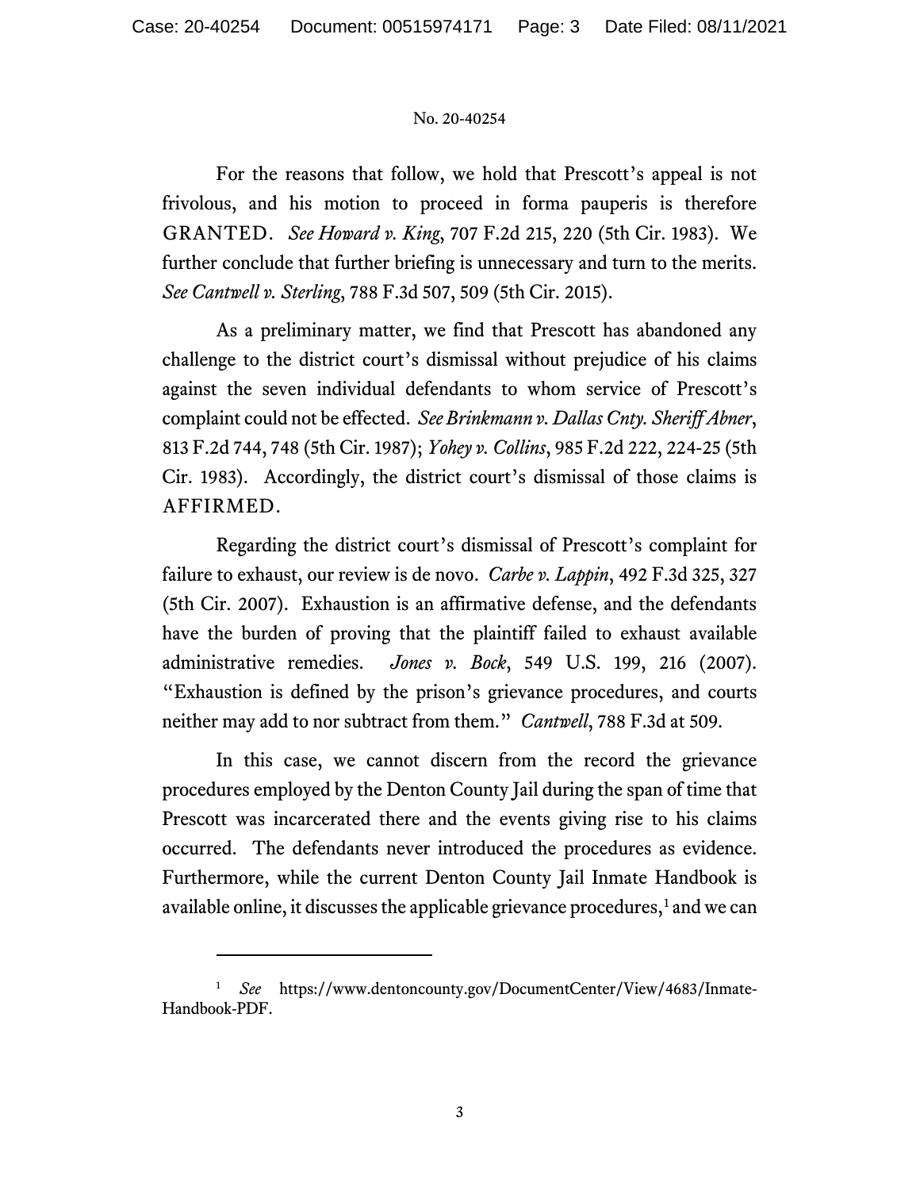For the reasons that follow, we hold that Prescott's appeal is not frivolous, and his motion to proceed in forma pauperis is therefore GRANTED. *See Howard v. King*, 707 F.2d 215, 220 (5th Cir. 1983). We further conclude that further briefing is unnecessary and turn to the merits. *See Cantwell v. Sterling*, 788 F.3d 507, 509 (5th Cir. 2015).

As a preliminary matter, we find that Prescott has abandoned any challenge to the district court's dismissal without prejudice of his claims against the seven individual defendants to whom service of Prescott's complaint could not be effected. *See Brinkmann v. Dallas Cnty. Sheriff Abner*, 813 F.2d 744, 748 (5th Cir. 1987); *Yohey v. Collins*, 985 F.2d 222, 224-25 (5th Cir. 1983). Accordingly, the district court's dismissal of those claims is AFFIRMED.

Regarding the district court's dismissal of Prescott's complaint for failure to exhaust, our review is de novo. *Carbe v. Lappin*, 492 F.3d 325, 327 (5th Cir. 2007). Exhaustion is an affirmative defense, and the defendants have the burden of proving that the plaintiff failed to exhaust available administrative remedies. *Jones v. Bock*, 549 U.S. 199, 216 (2007). "Exhaustion is defined by the prison's grievance procedures, and courts neither may add to nor subtract from them." *Cantwell*, 788 F.3d at 509.

In this case, we cannot discern from the record the grievance procedures employed by the Denton County Jail during the span of time that Prescott was incarcerated there and the events giving rise to his claims occurred. The defendants never introduced the procedures as evidence. Furthermore, while the current Denton County Jail Inmate Handbook is available online, it discusses the applicable grievance procedures,[1] and we can

[1] *See* https://www.dentoncounty.gov/DocumentCenter/View/4683/Inmate-Handbook-PDF.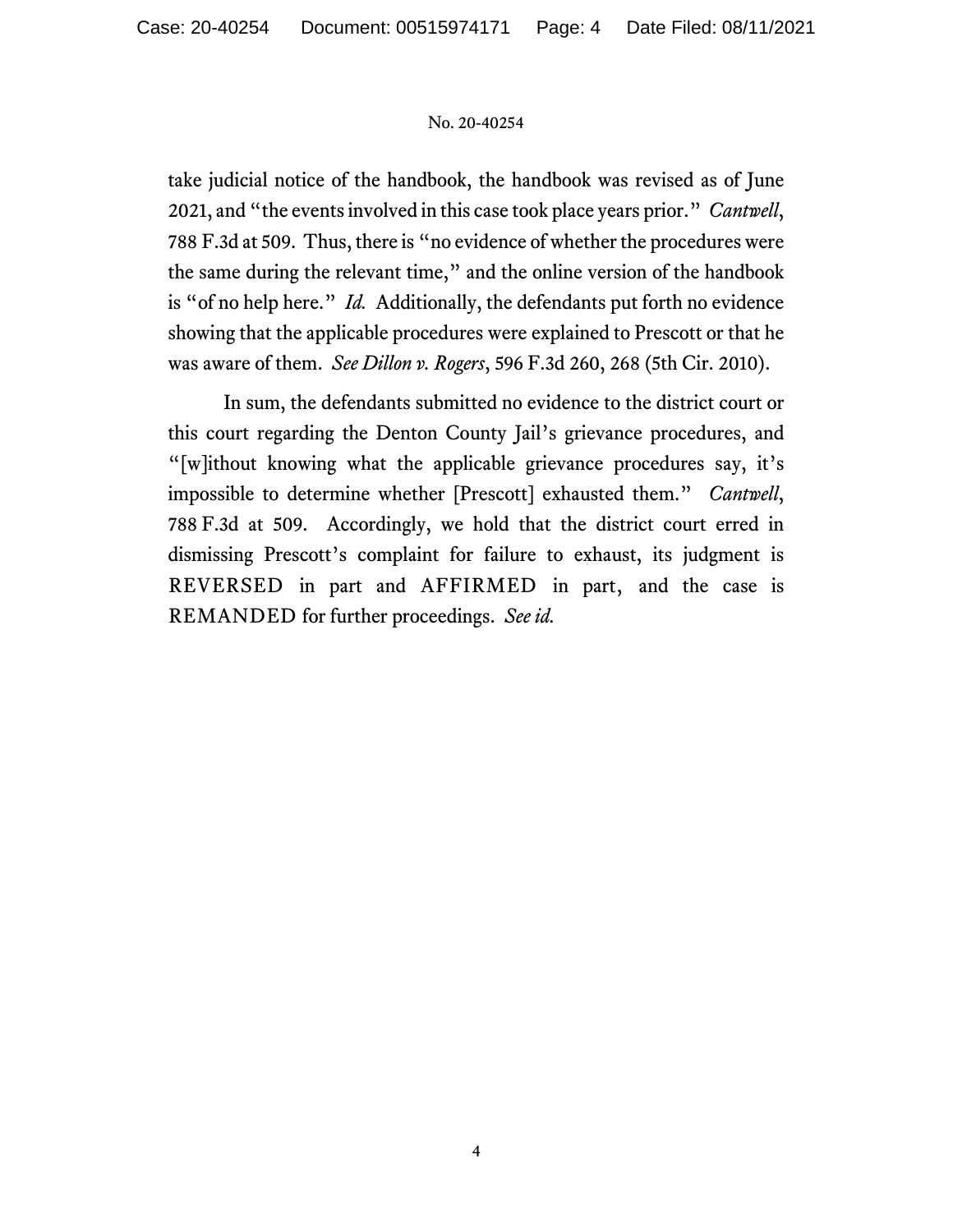take judicial notice of the handbook, the handbook was revised as of June 2021, and "the events involved in this case took place years prior." *Cantwell*, 788 F.3d at 509. Thus, there is "no evidence of whether the procedures were the same during the relevant time," and the online version of the handbook is "of no help here." *Id.* Additionally, the defendants put forth no evidence showing that the applicable procedures were explained to Prescott or that he was aware of them. *See Dillon v. Rogers*, 596 F.3d 260, 268 (5th Cir. 2010).

In sum, the defendants submitted no evidence to the district court or this court regarding the Denton County Jail's grievance procedures, and "[w]ithout knowing what the applicable grievance procedures say, it's impossible to determine whether [Prescott] exhausted them." *Cantwell*, 788 F.3d at 509. Accordingly, we hold that the district court erred in dismissing Prescott's complaint for failure to exhaust, its judgment is REVERSED in part and AFFIRMED in part, and the case is REMANDED for further proceedings. *See id.*